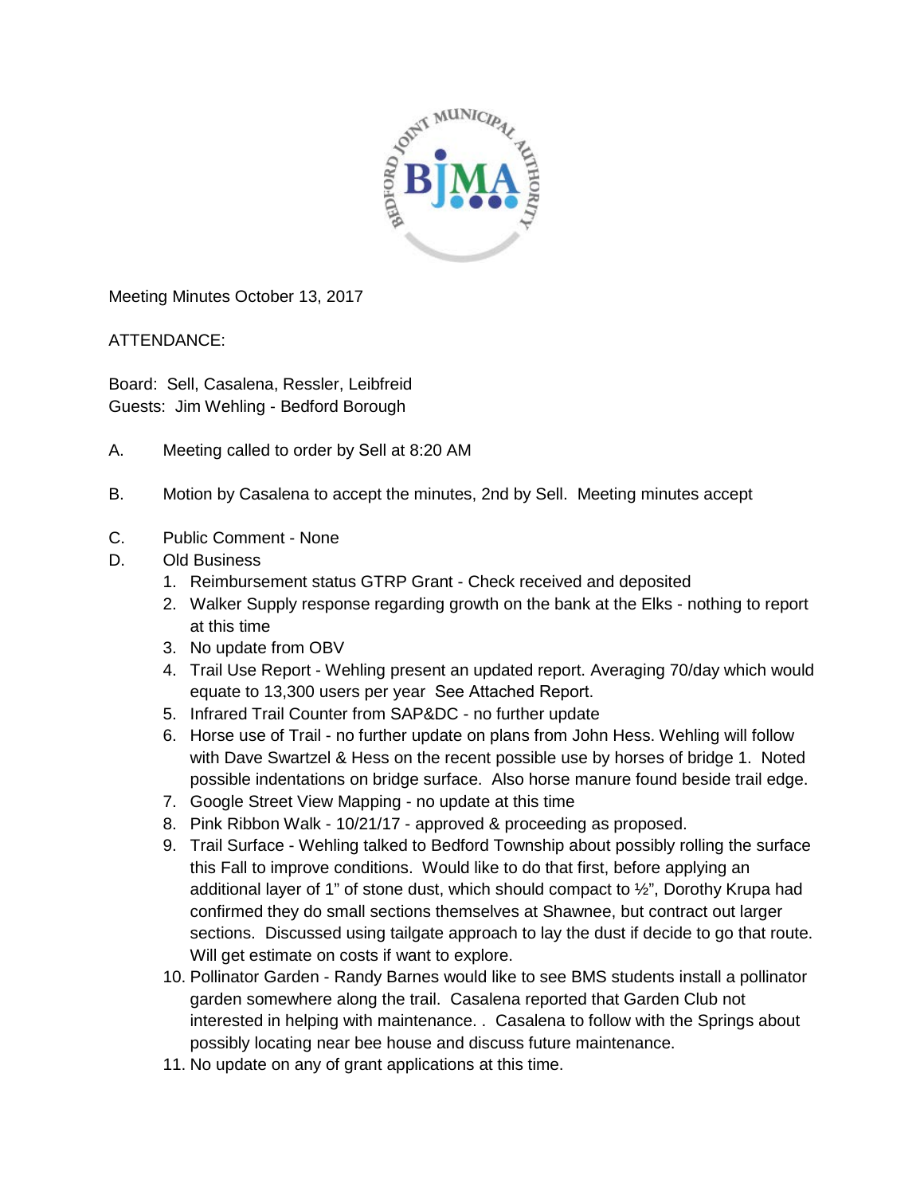Meeting Minutes October 13, 2017

ATTENDANCE:

Board: Sell, Casalena, Ressler, Leibfreid
Guests: Jim Wehling - Bedford Borough

A. Meeting called to order by Sell at 8:20 AM

B. Motion by Casalena to accept the minutes, 2nd by Sell. Meeting minutes accept

C. Public Comment - None

D. Old Business

1. Reimbursement status GTRP Grant - Check received and deposited
2. Walker Supply response regarding growth on the bank at the Elks - nothing to report at this time
3. No update from OBV
4. Trail Use Report - Wehling present an updated report. Averaging 70/day which would equate to 13,300 users per year See Attached Report.
5. Infrared Trail Counter from SAP&DC - no further update
6. Horse use of Trail - no further update on plans from John Hess. Wehling will follow with Dave Swartzel & Hess on the recent possible use by horses of bridge 1. Noted possible indentations on bridge surface. Also horse manure found beside trail edge.
7. Google Street View Mapping - no update at this time
8. Pink Ribbon Walk - 10/21/17 - approved & proceeding as proposed.
9. Trail Surface - Wehling talked to Bedford Township about possibly rolling the surface this Fall to improve conditions. Would like to do that first, before applying an additional layer of 1" of stone dust, which should compact to ½", Dorothy Krupa had confirmed they do small sections themselves at Shawnee, but contract out larger sections. Discussed using tailgate approach to lay the dust if decide to go that route. Will get estimate on costs if want to explore.
10. Pollinator Garden - Randy Barnes would like to see BMS students install a pollinator garden somewhere along the trail. Casalena reported that Garden Club not interested in helping with maintenance. . Casalena to follow with the Springs about possibly locating near bee house and discuss future maintenance.
11. No update on any of grant applications at this time.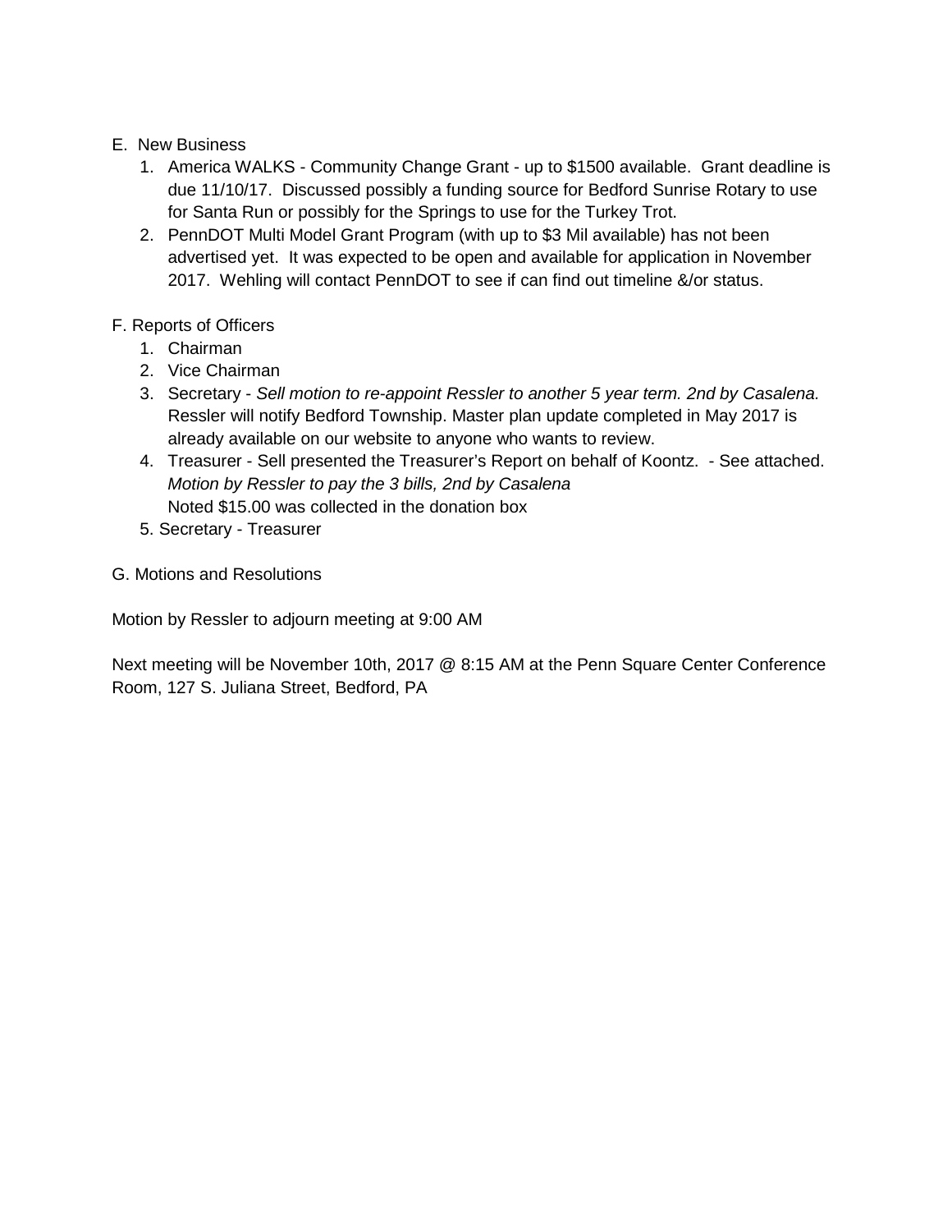E. New Business

1. America WALKS - Community Change Grant - up to $1500 available. Grant deadline is due 11/10/17. Discussed possibly a funding source for Bedford Sunrise Rotary to use for Santa Run or possibly for the Springs to use for the Turkey Trot.
2. PennDOT Multi Model Grant Program (with up to $3 Mil available) has not been advertised yet. It was expected to be open and available for application in November 2017. Wehling will contact PennDOT to see if can find out timeline &/or status.

F. Reports of Officers

1. Chairman
2. Vice Chairman
3. Secretary - *Sell motion to re-appoint Ressler to another 5 year term. 2nd by Casalena.* Ressler will notify Bedford Township. Master plan update completed in May 2017 is already available on our website to anyone who wants to review.
4. Treasurer - Sell presented the Treasurer's Report on behalf of Koontz. - See attached. *Motion by Ressler to pay the 3 bills, 2nd by Casalena*
   Noted $15.00 was collected in the donation box
5. Secretary - Treasurer

G. Motions and Resolutions

Motion by Ressler to adjourn meeting at 9:00 AM

Next meeting will be November 10th, 2017 @ 8:15 AM at the Penn Square Center Conference Room, 127 S. Juliana Street, Bedford, PA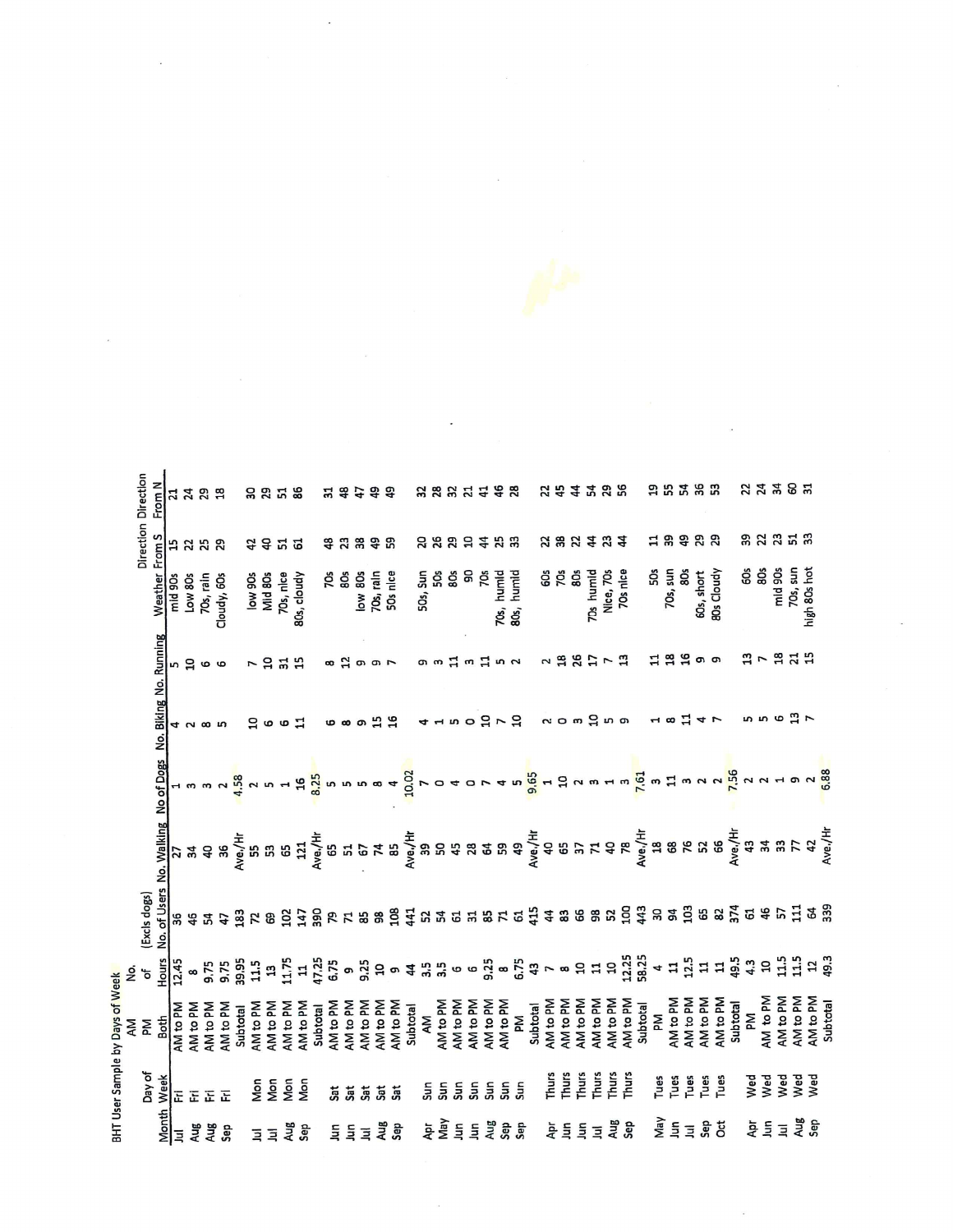BHT User Sample by Days of Week

| Month | Day of Week | AM PM Both | No. of Hours | (Excls dogs) No. of Users | No. Walking | No of Dogs | No. Biking | No. Running | Weather | Direction From S | Direction From N |
|---|---|---|---|---|---|---|---|---|---|---|---|
| Jul | Fri | AM to PM | 12.45 | 36 | 27 | 1 | 4 | 5 | mid 90s | 15 | 21 |
| Aug | Fri | AM to PM | 8 | 46 | 34 | 3 | 2 | 10 | Low 80s | 22 | 24 |
| Aug | Fri | AM to PM | 9.75 | 54 | 40 | 3 | 8 | 6 | 70s, rain | 25 | 29 |
| Sep | Fri | AM to PM | 9.75 | 47 | 36 | 2 | 5 | 6 | Cloudy, 60s | 29 | 18 |
| | | Subtotal | 39.95 | 183 | Ave./Hr | 4.58 | | | | | |
| Jul | Mon | AM to PM | 11.5 | 72 | 55 | 2 | 10 | 7 | low 90s | 42 | 30 |
| Jul | Mon | AM to PM | 13 | 69 | 53 | 5 | 6 | 10 | Mid 80s | 40 | 29 |
| Aug | Mon | AM to PM | 11.75 | 102 | 65 | 1 | 6 | 31 | 70s, nice | 51 | 51 |
| Sep | Mon | AM to PM | 11 | 147 | 121 | 16 | 11 | 15 | 80s, cloudy | 61 | 86 |
| | | Subtotal | 47.25 | 390 | Ave./Hr | 8.25 | | | | | |
| Jun | Sat | AM to PM | 6.75 | 79 | 65 | 5 | 6 | 8 | 70s | 48 | 31 |
| Jun | Sat | AM to PM | 9 | 71 | 51 | 5 | 8 | 12 | 80s | 23 | 48 |
| Jul | Sat | AM to PM | 9.25 | 85 | 67 | 5 | 9 | 9 | low 80s | 38 | 47 |
| Aug | Sat | AM to PM | 10 | 98 | 74 | 8 | 15 | 9 | 70s, rain | 49 | 49 |
| Sep | Sat | AM to PM | 9 | 108 | 85 | 4 | 16 | 7 | 50s nice | 59 | 49 |
| | | Subtotal | 44 | 441 | Ave./Hr | 10.02 | | | | | |
| Apr | Sun | AM | 3.5 | 52 | 39 | 7 | 4 | 9 | 50s, Sun | 20 | 32 |
| May | Sun | AM to PM | 3.5 | 54 | 50 | 0 | 1 | 3 | 50s | 26 | 28 |
| Jun | Sun | AM to PM | 6 | 61 | 45 | 4 | 5 | 11 | 80s | 29 | 32 |
| Jun | Sun | AM to PM | 6 | 31 | 28 | 0 | 0 | 3 | 90 | 10 | 21 |
| Aug | Sun | AM to PM | 9.25 | 85 | 64 | 7 | 10 | 11 | 70s | 44 | 41 |
| Sep | Sun | AM to PM | 8 | 71 | 59 | 4 | 7 | 5 | 70s, humid | 25 | 46 |
| Sep | Sun | PM | 6.75 | 61 | 49 | 5 | 10 | 2 | 80s, humid | 33 | 28 |
| | | Subtotal | 43 | 415 | Ave./Hr | 9.65 | | | | | |
| Apr | Thurs | AM to PM | 7 | 44 | 40 | 1 | 2 | 2 | 60s | 22 | 22 |
| Jun | Thurs | AM to PM | 8 | 83 | 65 | 10 | 0 | 18 | 70s | 38 | 45 |
| Jun | Thurs | AM to PM | 10 | 66 | 37 | 2 | 3 | 26 | 80s | 22 | 44 |
| Jul | Thurs | AM to PM | 11 | 98 | 71 | 3 | 10 | 17 | 70s humid | 44 | 54 |
| Aug | Thurs | AM to PM | 10 | 52 | 40 | 1 | 5 | 7 | Nice, 70s | 23 | 29 |
| Sep | Thurs | AM to PM | 12.25 | 100 | 78 | 3 | 9 | 13 | 70s nice | 44 | 56 |
| | | Subtotal | 58.25 | 443 | Ave./Hr | 7.61 | | | | | |
| May | Tues | PM | 4 | 30 | 18 | 3 | 1 | 11 | 50s | 11 | 19 |
| Jun | Tues | AM to PM | 11 | 94 | 68 | 11 | 8 | 18 | 70s, sun | 39 | 55 |
| Jul | Tues | AM to PM | 12.5 | 103 | 76 | 3 | 11 | 16 | 80s | 49 | 54 |
| Sep | Tues | AM to PM | 11 | 65 | 52 | 2 | 4 | 9 | 60s, short | 29 | 36 |
| Oct | Tues | AM to PM | 11 | 82 | 66 | 2 | 7 | 9 | 80s Cloudy | 29 | 53 |
| | | Subtotal | 49.5 | 374 | Ave./Hr | 7.56 | | | | | |
| Apr | Wed | PM | 4.3 | 61 | 43 | 2 | 5 | 13 | 60s | 39 | 22 |
| Jun | Wed | AM to PM | 10 | 46 | 34 | 2 | 5 | 7 | 80s | 22 | 24 |
| Jul | Wed | AM to PM | 11.5 | 57 | 33 | 1 | 6 | 18 | mid 90s | 23 | 34 |
| Aug | Wed | AM to PM | 11.5 | 111 | 77 | 9 | 13 | 21 | 70s, sun | 51 | 60 |
| Sep | Wed | AM to PM | 12 | 64 | 42 | 2 | 7 | 15 | high 80s hot | 33 | 31 |
| | | Subtotal | 49.3 | 339 | Ave./Hr | 6.88 | | | | | |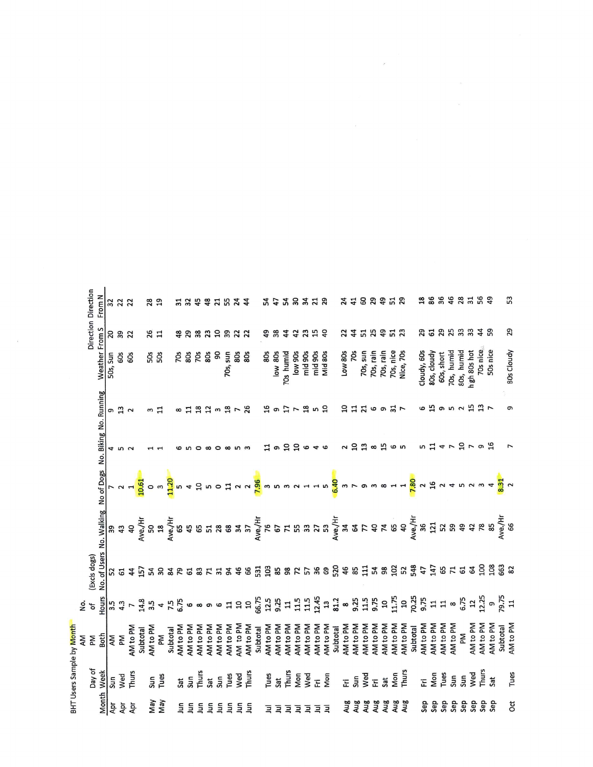BHT Users Sample by Month

| Month | Day of Week | AM PM Both | No. of Hours | No. of Users (Excls dogs) | No. Walking | No of Dogs | No. Biking | No. Running | Weather | Direction From S | Direction From N |
|---|---|---|---|---|---|---|---|---|---|---|---|
| Apr | Sun | AM | 3.5 | 52 | 39 | 7 | 4 | 9 | 50s, Sun | 20 | 32 |
| Apr | Wed | PM | 4.3 | 61 | 43 | 2 | 5 | 13 | 60s | 39 | 22 |
| Apr | Thurs | AM to PM | 7 | 44 | 40 | 1 | 2 | 2 | 60s | 22 | 22 |
| | | Subtotal | 14.8 | 157 | Ave./Hr | 10.61 | | | | | |
| May | Sun | AM to PM | 3.5 | 54 | 50 | 0 | 1 | 3 | 50s | 26 | 28 |
| May | Tues | PM | 4 | 30 | 18 | 3 | 1 | 11 | 50s | 11 | 19 |
| | | Subtotal | 7.5 | 84 | Ave./Hr | 11.20 | | | | | |
| Jun | Sat | AM to PM | 6.75 | 79 | 65 | 5 | 6 | 8 | 70s | 48 | 31 |
| Jun | Sun | AM to PM | 6 | 61 | 45 | 4 | 5 | 11 | 80s | 29 | 32 |
| Jun | Thurs | AM to PM | 8 | 83 | 65 | 10 | 0 | 18 | 70s | 38 | 45 |
| Jun | Sat | AM to PM | 9 | 71 | 51 | 5 | 8 | 12 | 80s | 23 | 48 |
| Jun | Sun | AM to PM | 6 | 31 | 28 | 0 | 0 | 3 | 90 | 10 | 21 |
| Jun | Tues | AM to PM | 11 | 94 | 68 | 11 | 8 | 18 | 70s, sun | 39 | 55 |
| Jun | Wed | AM to PM | 10 | 46 | 34 | 2 | 5 | 7 | 80s | 22 | 24 |
| Jun | Thurs | AM to PM | 10 | 66 | 37 | 2 | 3 | 26 | 80s | 22 | 44 |
| | | Subtotal | 66.75 | 531 | Ave./Hr | 7.96 | | | | | |
| Jul | Tues | AM to PM | 12.5 | 103 | 76 | 3 | 11 | 16 | 80s | 49 | 54 |
| Jul | Sat | AM to PM | 9.25 | 85 | 67 | 5 | 9 | 9 | low 80s | 38 | 47 |
| Jul | Thurs | AM to PM | 11 | 98 | 71 | 3 | 10 | 17 | 70s humid | 44 | 54 |
| Jul | Mon | AM to PM | 11.5 | 72 | 55 | 2 | 10 | 7 | low 90s | 42 | 30 |
| Jul | Wed | AM to PM | 11.5 | 57 | 33 | 1 | 6 | 18 | mid 90s | 23 | 34 |
| Jul | Fri | AM to PM | 12.45 | 36 | 27 | 1 | 4 | 5 | mid 90s | 15 | 21 |
| Jul | Mon | AM to PM | 13 | 69 | 53 | 5 | 6 | 10 | Mid 80s | 40 | 29 |
| | | Subtotal | 81.2 | 520 | Ave./Hr | 6.40 | | | | | |
| Aug | Fri | AM to PM | 8 | 46 | 34 | 3 | 2 | 10 | Low 80s | 22 | 24 |
| Aug | Sun | AM to PM | 9.25 | 85 | 64 | 7 | 10 | 11 | 70s | 44 | 41 |
| Aug | Wed | AM to PM | 11.5 | 111 | 77 | 9 | 13 | 21 | 70s, sun | 51 | 60 |
| Aug | Fri | AM to PM | 9.75 | 54 | 40 | 3 | 8 | 6 | 70s, rain | 25 | 29 |
| Aug | Sat | AM to PM | 10 | 98 | 74 | 8 | 15 | 9 | 70s, rain | 49 | 49 |
| Aug | Mon | AM to PM | 11.75 | 102 | 65 | 1 | 6 | 31 | 70s, nice | 51 | 51 |
| Aug | Thurs | AM to PM | 10 | 52 | 40 | 1 | 5 | 7 | Nice, 70s | 23 | 29 |
| | | Subtotal | 70.25 | 548 | Ave./Hr | 7.80 | | | | | |
| Sep | Fri | AM to PM | 9.75 | 47 | 36 | 2 | 5 | 6 | Cloudy, 60s | 29 | 18 |
| Sep | Mon | AM to PM | 11 | 147 | 121 | 16 | 11 | 15 | 80s, cloudy | 61 | 86 |
| Sep | Tues | AM to PM | 11 | 65 | 52 | 2 | 4 | 9 | 60s, short | 29 | 36 |
| Sep | Sun | AM to PM | 8 | 71 | 59 | 4 | 7 | 5 | 70s, humid | 25 | 46 |
| Sep | Sun | PM | 6.75 | 61 | 49 | 5 | 10 | 2 | 80s, humid | 33 | 28 |
| Sep | Wed | AM to PM | 12 | 64 | 42 | 2 | 7 | 15 | hgh 80s hot | 33 | 31 |
| Sep | Thurs | AM to PM | 12.25 | 100 | 78 | 3 | 9 | 13 | 70s nice | 44 | 56 |
| Sep | Sat | AM to PM | 9 | 108 | 85 | 4 | 16 | 7 | 50s nice | 59 | 49 |
| | | Subtotal | 79.75 | 663 | Ave./Hr | 8.31 | | | | | |
| Oct | Tues | AM to PM | 11 | 82 | 66 | 2 | 7 | 9 | 80s Cloudy | 29 | 53 |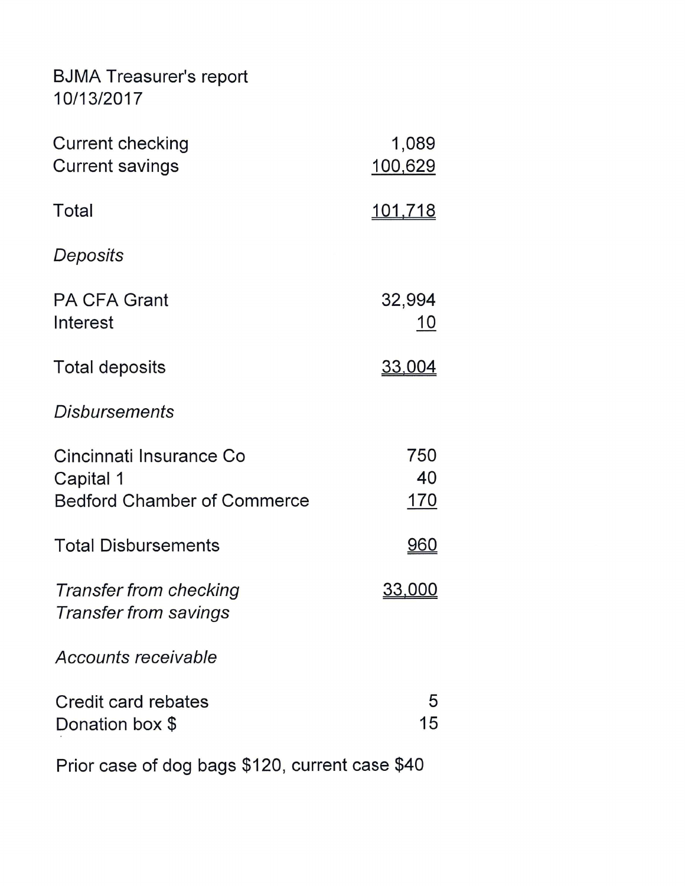BJMA Treasurer's report
10/13/2017

| | |
|---|---|
| Current checking | 1,089 |
| Current savings | 100,629 |
| | |
| Total | 101,718 |
| | |
| *Deposits* | |
| | |
| PA CFA Grant | 32,994 |
| Interest | 10 |
| | |
| Total deposits | 33,004 |
| | |
| *Disbursements* | |
| | |
| Cincinnati Insurance Co | 750 |
| Capital 1 | 40 |
| Bedford Chamber of Commerce | 170 |
| | |
| Total Disbursements | 960 |
| | |
| *Transfer from checking* | 33,000 |
| *Transfer from savings* | |
| | |
| *Accounts receivable* | |
| | |
| Credit card rebates | 5 |
| Donation box $ | 15 |

Prior case of dog bags $120, current case $40